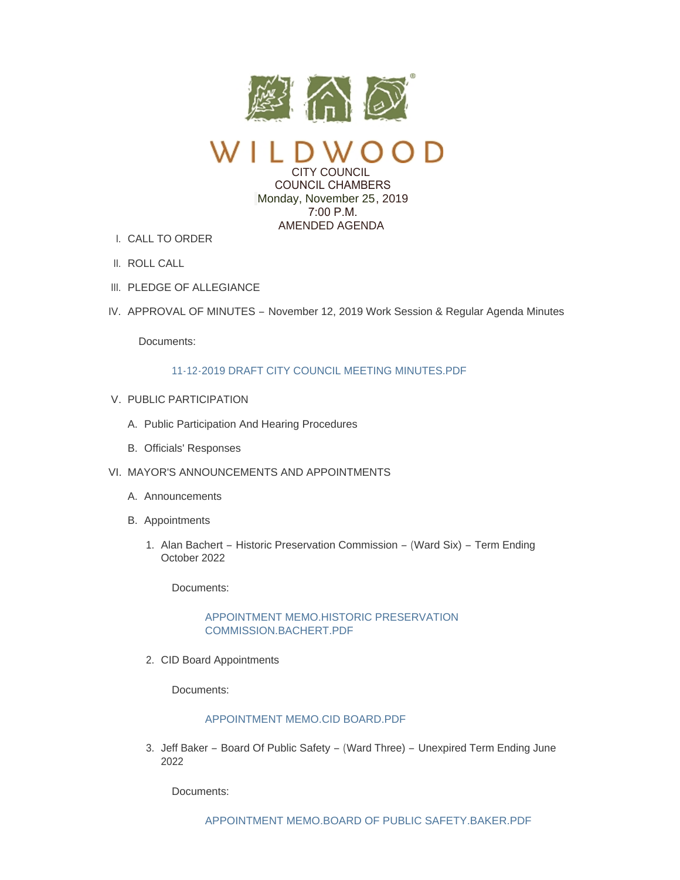# WILDWOOD

CITY COUNCIL
COUNCIL CHAMBERS
Monday, November 25, 2019
7:00 P.M.
AMENDED AGENDA

I. CALL TO ORDER

II. ROLL CALL

III. PLEDGE OF ALLEGIANCE

IV. APPROVAL OF MINUTES – November 12, 2019 Work Session & Regular Agenda Minutes

Documents:

11-12-2019 DRAFT CITY COUNCIL MEETING MINUTES.PDF

V. PUBLIC PARTICIPATION

A. Public Participation And Hearing Procedures

B. Officials' Responses

VI. MAYOR'S ANNOUNCEMENTS AND APPOINTMENTS

A. Announcements

B. Appointments

1. Alan Bachert – Historic Preservation Commission – (Ward Six) – Term Ending October 2022

Documents:

APPOINTMENT MEMO.HISTORIC PRESERVATION COMMISSION.BACHERT.PDF

2. CID Board Appointments

Documents:

APPOINTMENT MEMO.CID BOARD.PDF

3. Jeff Baker – Board Of Public Safety – (Ward Three) – Unexpired Term Ending June 2022

Documents:

APPOINTMENT MEMO.BOARD OF PUBLIC SAFETY.BAKER.PDF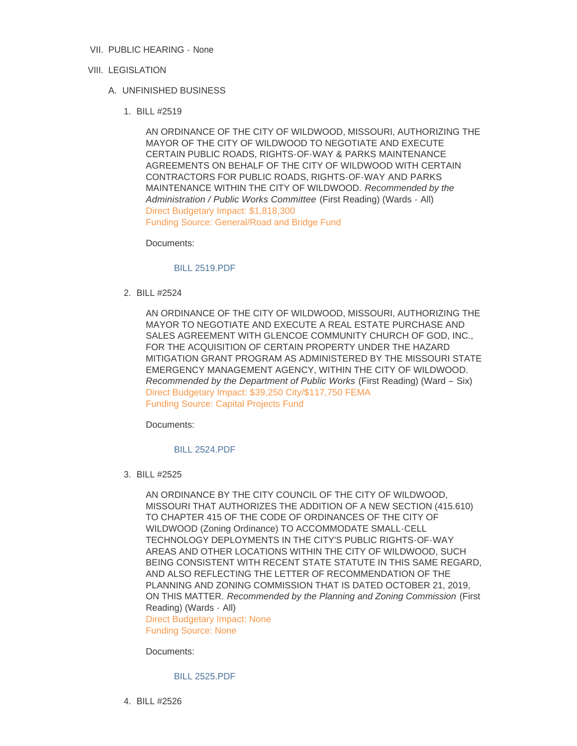VII. PUBLIC HEARING - None

VIII. LEGISLATION

A. UNFINISHED BUSINESS

1. BILL #2519

   AN ORDINANCE OF THE CITY OF WILDWOOD, MISSOURI, AUTHORIZING THE MAYOR OF THE CITY OF WILDWOOD TO NEGOTIATE AND EXECUTE CERTAIN PUBLIC ROADS, RIGHTS-OF-WAY & PARKS MAINTENANCE AGREEMENTS ON BEHALF OF THE CITY OF WILDWOOD WITH CERTAIN CONTRACTORS FOR PUBLIC ROADS, RIGHTS-OF-WAY AND PARKS MAINTENANCE WITHIN THE CITY OF WILDWOOD. *Recommended by the Administration / Public Works Committee* (First Reading) (Wards - All)
   Direct Budgetary Impact: $1,818,300
   Funding Source: General/Road and Bridge Fund

   Documents:

   BILL 2519.PDF

2. BILL #2524

   AN ORDINANCE OF THE CITY OF WILDWOOD, MISSOURI, AUTHORIZING THE MAYOR TO NEGOTIATE AND EXECUTE A REAL ESTATE PURCHASE AND SALES AGREEMENT WITH GLENCOE COMMUNITY CHURCH OF GOD, INC., FOR THE ACQUISITION OF CERTAIN PROPERTY UNDER THE HAZARD MITIGATION GRANT PROGRAM AS ADMINISTERED BY THE MISSOURI STATE EMERGENCY MANAGEMENT AGENCY, WITHIN THE CITY OF WILDWOOD. *Recommended by the Department of Public Works* (First Reading) (Ward – Six)
   Direct Budgetary Impact: $39,250 City/$117,750 FEMA
   Funding Source: Capital Projects Fund

   Documents:

   BILL 2524.PDF

3. BILL #2525

   AN ORDINANCE BY THE CITY COUNCIL OF THE CITY OF WILDWOOD, MISSOURI THAT AUTHORIZES THE ADDITION OF A NEW SECTION (415.610) TO CHAPTER 415 OF THE CODE OF ORDINANCES OF THE CITY OF WILDWOOD (Zoning Ordinance) TO ACCOMMODATE SMALL-CELL TECHNOLOGY DEPLOYMENTS IN THE CITY'S PUBLIC RIGHTS-OF-WAY AREAS AND OTHER LOCATIONS WITHIN THE CITY OF WILDWOOD, SUCH BEING CONSISTENT WITH RECENT STATE STATUTE IN THIS SAME REGARD, AND ALSO REFLECTING THE LETTER OF RECOMMENDATION OF THE PLANNING AND ZONING COMMISSION THAT IS DATED OCTOBER 21, 2019, ON THIS MATTER. *Recommended by the Planning and Zoning Commission* (First Reading) (Wards - All)
   Direct Budgetary Impact: None
   Funding Source: None

   Documents:

   BILL 2525.PDF

4. BILL #2526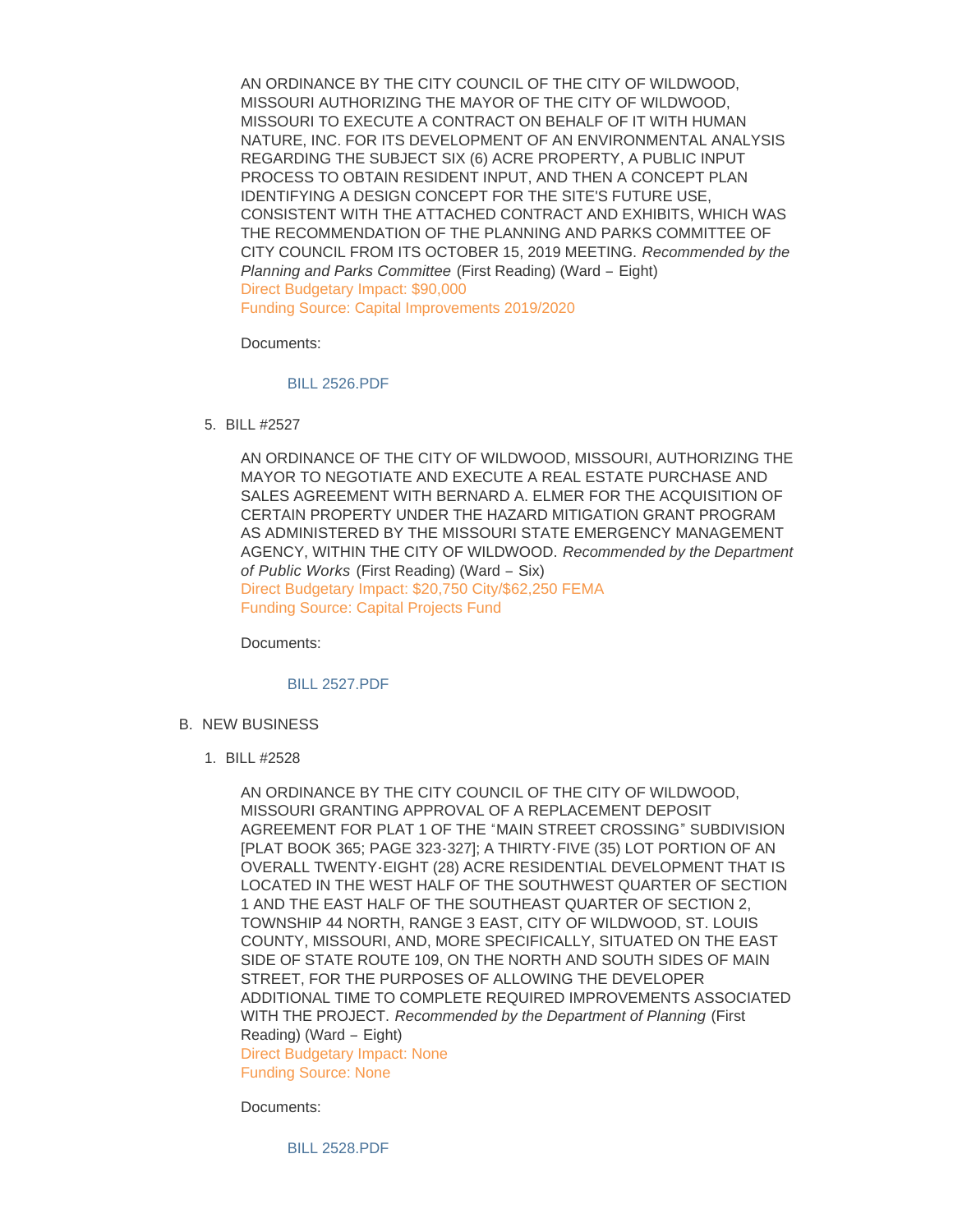AN ORDINANCE BY THE CITY COUNCIL OF THE CITY OF WILDWOOD, MISSOURI AUTHORIZING THE MAYOR OF THE CITY OF WILDWOOD, MISSOURI TO EXECUTE A CONTRACT ON BEHALF OF IT WITH HUMAN NATURE, INC. FOR ITS DEVELOPMENT OF AN ENVIRONMENTAL ANALYSIS REGARDING THE SUBJECT SIX (6) ACRE PROPERTY, A PUBLIC INPUT PROCESS TO OBTAIN RESIDENT INPUT, AND THEN A CONCEPT PLAN IDENTIFYING A DESIGN CONCEPT FOR THE SITE'S FUTURE USE, CONSISTENT WITH THE ATTACHED CONTRACT AND EXHIBITS, WHICH WAS THE RECOMMENDATION OF THE PLANNING AND PARKS COMMITTEE OF CITY COUNCIL FROM ITS OCTOBER 15, 2019 MEETING. *Recommended by the Planning and Parks Committee* (First Reading) (Ward – Eight)
Direct Budgetary Impact: $90,000
Funding Source: Capital Improvements 2019/2020

Documents:

BILL 2526.PDF

5. BILL #2527

AN ORDINANCE OF THE CITY OF WILDWOOD, MISSOURI, AUTHORIZING THE MAYOR TO NEGOTIATE AND EXECUTE A REAL ESTATE PURCHASE AND SALES AGREEMENT WITH BERNARD A. ELMER FOR THE ACQUISITION OF CERTAIN PROPERTY UNDER THE HAZARD MITIGATION GRANT PROGRAM AS ADMINISTERED BY THE MISSOURI STATE EMERGENCY MANAGEMENT AGENCY, WITHIN THE CITY OF WILDWOOD. *Recommended by the Department of Public Works* (First Reading) (Ward – Six)
Direct Budgetary Impact: $20,750 City/$62,250 FEMA
Funding Source: Capital Projects Fund

Documents:

BILL 2527.PDF

B. NEW BUSINESS

1. BILL #2528

AN ORDINANCE BY THE CITY COUNCIL OF THE CITY OF WILDWOOD, MISSOURI GRANTING APPROVAL OF A REPLACEMENT DEPOSIT AGREEMENT FOR PLAT 1 OF THE "MAIN STREET CROSSING" SUBDIVISION [PLAT BOOK 365; PAGE 323-327]; A THIRTY-FIVE (35) LOT PORTION OF AN OVERALL TWENTY-EIGHT (28) ACRE RESIDENTIAL DEVELOPMENT THAT IS LOCATED IN THE WEST HALF OF THE SOUTHWEST QUARTER OF SECTION 1 AND THE EAST HALF OF THE SOUTHEAST QUARTER OF SECTION 2, TOWNSHIP 44 NORTH, RANGE 3 EAST, CITY OF WILDWOOD, ST. LOUIS COUNTY, MISSOURI, AND, MORE SPECIFICALLY, SITUATED ON THE EAST SIDE OF STATE ROUTE 109, ON THE NORTH AND SOUTH SIDES OF MAIN STREET, FOR THE PURPOSES OF ALLOWING THE DEVELOPER ADDITIONAL TIME TO COMPLETE REQUIRED IMPROVEMENTS ASSOCIATED WITH THE PROJECT. *Recommended by the Department of Planning* (First Reading) (Ward – Eight)
Direct Budgetary Impact: None
Funding Source: None

Documents:

BILL 2528.PDF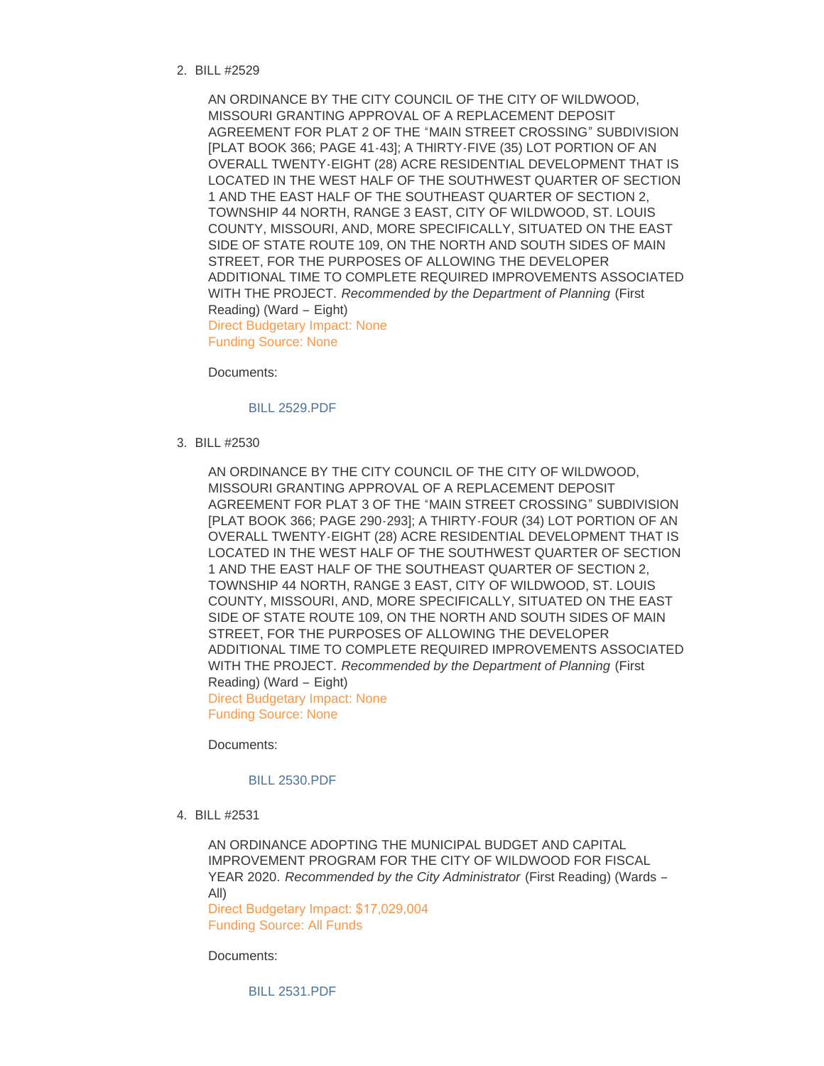2. BILL #2529

   AN ORDINANCE BY THE CITY COUNCIL OF THE CITY OF WILDWOOD, MISSOURI GRANTING APPROVAL OF A REPLACEMENT DEPOSIT AGREEMENT FOR PLAT 2 OF THE "MAIN STREET CROSSING" SUBDIVISION [PLAT BOOK 366; PAGE 41-43]; A THIRTY-FIVE (35) LOT PORTION OF AN OVERALL TWENTY-EIGHT (28) ACRE RESIDENTIAL DEVELOPMENT THAT IS LOCATED IN THE WEST HALF OF THE SOUTHWEST QUARTER OF SECTION 1 AND THE EAST HALF OF THE SOUTHEAST QUARTER OF SECTION 2, TOWNSHIP 44 NORTH, RANGE 3 EAST, CITY OF WILDWOOD, ST. LOUIS COUNTY, MISSOURI, AND, MORE SPECIFICALLY, SITUATED ON THE EAST SIDE OF STATE ROUTE 109, ON THE NORTH AND SOUTH SIDES OF MAIN STREET, FOR THE PURPOSES OF ALLOWING THE DEVELOPER ADDITIONAL TIME TO COMPLETE REQUIRED IMPROVEMENTS ASSOCIATED WITH THE PROJECT. *Recommended by the Department of Planning* (First Reading) (Ward – Eight)
   Direct Budgetary Impact: None
   Funding Source: None

   Documents:

   BILL 2529.PDF

3. BILL #2530

   AN ORDINANCE BY THE CITY COUNCIL OF THE CITY OF WILDWOOD, MISSOURI GRANTING APPROVAL OF A REPLACEMENT DEPOSIT AGREEMENT FOR PLAT 3 OF THE "MAIN STREET CROSSING" SUBDIVISION [PLAT BOOK 366; PAGE 290-293]; A THIRTY-FOUR (34) LOT PORTION OF AN OVERALL TWENTY-EIGHT (28) ACRE RESIDENTIAL DEVELOPMENT THAT IS LOCATED IN THE WEST HALF OF THE SOUTHWEST QUARTER OF SECTION 1 AND THE EAST HALF OF THE SOUTHEAST QUARTER OF SECTION 2, TOWNSHIP 44 NORTH, RANGE 3 EAST, CITY OF WILDWOOD, ST. LOUIS COUNTY, MISSOURI, AND, MORE SPECIFICALLY, SITUATED ON THE EAST SIDE OF STATE ROUTE 109, ON THE NORTH AND SOUTH SIDES OF MAIN STREET, FOR THE PURPOSES OF ALLOWING THE DEVELOPER ADDITIONAL TIME TO COMPLETE REQUIRED IMPROVEMENTS ASSOCIATED WITH THE PROJECT. *Recommended by the Department of Planning* (First Reading) (Ward – Eight)
   Direct Budgetary Impact: None
   Funding Source: None

   Documents:

   BILL 2530.PDF

4. BILL #2531

   AN ORDINANCE ADOPTING THE MUNICIPAL BUDGET AND CAPITAL IMPROVEMENT PROGRAM FOR THE CITY OF WILDWOOD FOR FISCAL YEAR 2020. *Recommended by the City Administrator* (First Reading) (Wards – All)
   Direct Budgetary Impact: $17,029,004
   Funding Source: All Funds

   Documents:

   BILL 2531.PDF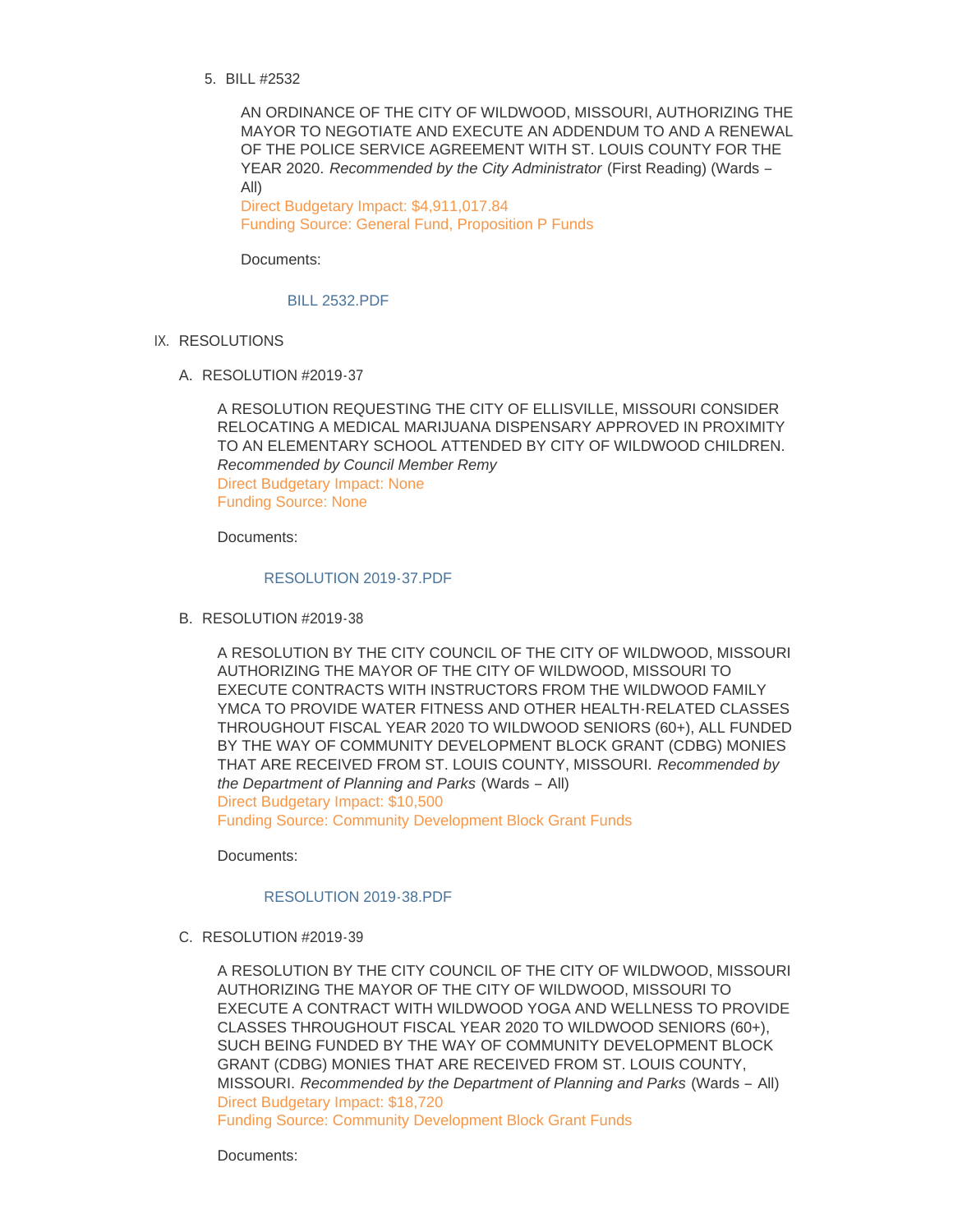5. BILL #2532

   AN ORDINANCE OF THE CITY OF WILDWOOD, MISSOURI, AUTHORIZING THE MAYOR TO NEGOTIATE AND EXECUTE AN ADDENDUM TO AND A RENEWAL OF THE POLICE SERVICE AGREEMENT WITH ST. LOUIS COUNTY FOR THE YEAR 2020. *Recommended by the City Administrator* (First Reading) (Wards – All)
   Direct Budgetary Impact: $4,911,017.84
   Funding Source: General Fund, Proposition P Funds

   Documents:

   BILL 2532.PDF

IX. RESOLUTIONS

A. RESOLUTION #2019-37

   A RESOLUTION REQUESTING THE CITY OF ELLISVILLE, MISSOURI CONSIDER RELOCATING A MEDICAL MARIJUANA DISPENSARY APPROVED IN PROXIMITY TO AN ELEMENTARY SCHOOL ATTENDED BY CITY OF WILDWOOD CHILDREN. *Recommended by Council Member Remy*
   Direct Budgetary Impact: None
   Funding Source: None

   Documents:

   RESOLUTION 2019-37.PDF

B. RESOLUTION #2019-38

   A RESOLUTION BY THE CITY COUNCIL OF THE CITY OF WILDWOOD, MISSOURI AUTHORIZING THE MAYOR OF THE CITY OF WILDWOOD, MISSOURI TO EXECUTE CONTRACTS WITH INSTRUCTORS FROM THE WILDWOOD FAMILY YMCA TO PROVIDE WATER FITNESS AND OTHER HEALTH-RELATED CLASSES THROUGHOUT FISCAL YEAR 2020 TO WILDWOOD SENIORS (60+), ALL FUNDED BY THE WAY OF COMMUNITY DEVELOPMENT BLOCK GRANT (CDBG) MONIES THAT ARE RECEIVED FROM ST. LOUIS COUNTY, MISSOURI. *Recommended by the Department of Planning and Parks* (Wards – All)
   Direct Budgetary Impact: $10,500
   Funding Source: Community Development Block Grant Funds

   Documents:

   RESOLUTION 2019-38.PDF

C. RESOLUTION #2019-39

   A RESOLUTION BY THE CITY COUNCIL OF THE CITY OF WILDWOOD, MISSOURI AUTHORIZING THE MAYOR OF THE CITY OF WILDWOOD, MISSOURI TO EXECUTE A CONTRACT WITH WILDWOOD YOGA AND WELLNESS TO PROVIDE CLASSES THROUGHOUT FISCAL YEAR 2020 TO WILDWOOD SENIORS (60+), SUCH BEING FUNDED BY THE WAY OF COMMUNITY DEVELOPMENT BLOCK GRANT (CDBG) MONIES THAT ARE RECEIVED FROM ST. LOUIS COUNTY, MISSOURI. *Recommended by the Department of Planning and Parks* (Wards – All)
   Direct Budgetary Impact: $18,720
   Funding Source: Community Development Block Grant Funds

   Documents: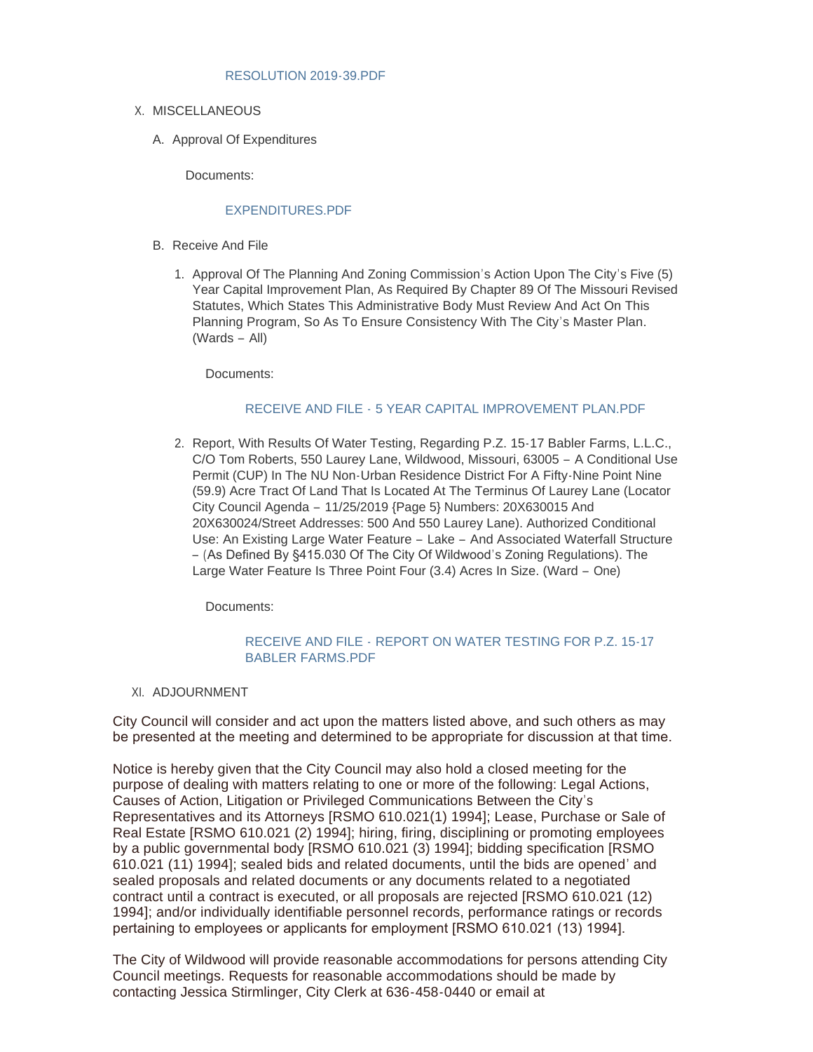RESOLUTION 2019-39.PDF

X. MISCELLANEOUS

A. Approval Of Expenditures

Documents:

EXPENDITURES.PDF

B. Receive And File

1. Approval Of The Planning And Zoning Commission's Action Upon The City's Five (5) Year Capital Improvement Plan, As Required By Chapter 89 Of The Missouri Revised Statutes, Which States This Administrative Body Must Review And Act On This Planning Program, So As To Ensure Consistency With The City's Master Plan. (Wards – All)

   Documents:

   RECEIVE AND FILE - 5 YEAR CAPITAL IMPROVEMENT PLAN.PDF

2. Report, With Results Of Water Testing, Regarding P.Z. 15-17 Babler Farms, L.L.C., C/O Tom Roberts, 550 Laurey Lane, Wildwood, Missouri, 63005 – A Conditional Use Permit (CUP) In The NU Non-Urban Residence District For A Fifty-Nine Point Nine (59.9) Acre Tract Of Land That Is Located At The Terminus Of Laurey Lane (Locator City Council Agenda – 11/25/2019 {Page 5} Numbers: 20X630015 And 20X630024/Street Addresses: 500 And 550 Laurey Lane). Authorized Conditional Use: An Existing Large Water Feature – Lake – And Associated Waterfall Structure – (As Defined By §415.030 Of The City Of Wildwood's Zoning Regulations). The Large Water Feature Is Three Point Four (3.4) Acres In Size. (Ward – One)

   Documents:

   RECEIVE AND FILE - REPORT ON WATER TESTING FOR P.Z. 15-17 BABLER FARMS.PDF

XI. ADJOURNMENT

City Council will consider and act upon the matters listed above, and such others as may be presented at the meeting and determined to be appropriate for discussion at that time.

Notice is hereby given that the City Council may also hold a closed meeting for the purpose of dealing with matters relating to one or more of the following: Legal Actions, Causes of Action, Litigation or Privileged Communications Between the City's Representatives and its Attorneys [RSMO 610.021(1) 1994]; Lease, Purchase or Sale of Real Estate [RSMO 610.021 (2) 1994]; hiring, firing, disciplining or promoting employees by a public governmental body [RSMO 610.021 (3) 1994]; bidding specification [RSMO 610.021 (11) 1994]; sealed bids and related documents, until the bids are opened' and sealed proposals and related documents or any documents related to a negotiated contract until a contract is executed, or all proposals are rejected [RSMO 610.021 (12) 1994]; and/or individually identifiable personnel records, performance ratings or records pertaining to employees or applicants for employment [RSMO 610.021 (13) 1994].

The City of Wildwood will provide reasonable accommodations for persons attending City Council meetings. Requests for reasonable accommodations should be made by contacting Jessica Stirmlinger, City Clerk at 636-458-0440 or email at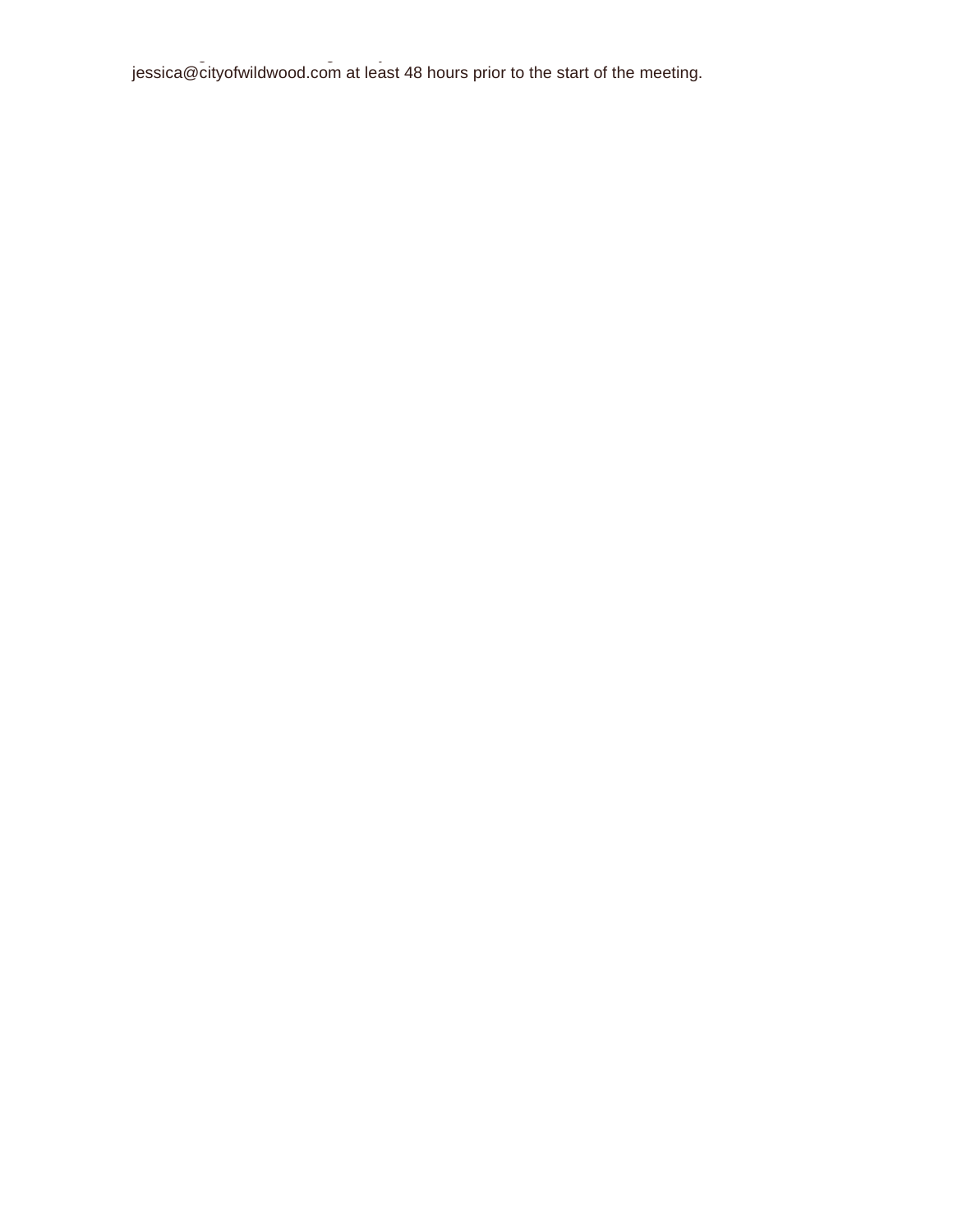jessica@cityofwildwood.com at least 48 hours prior to the start of the meeting.